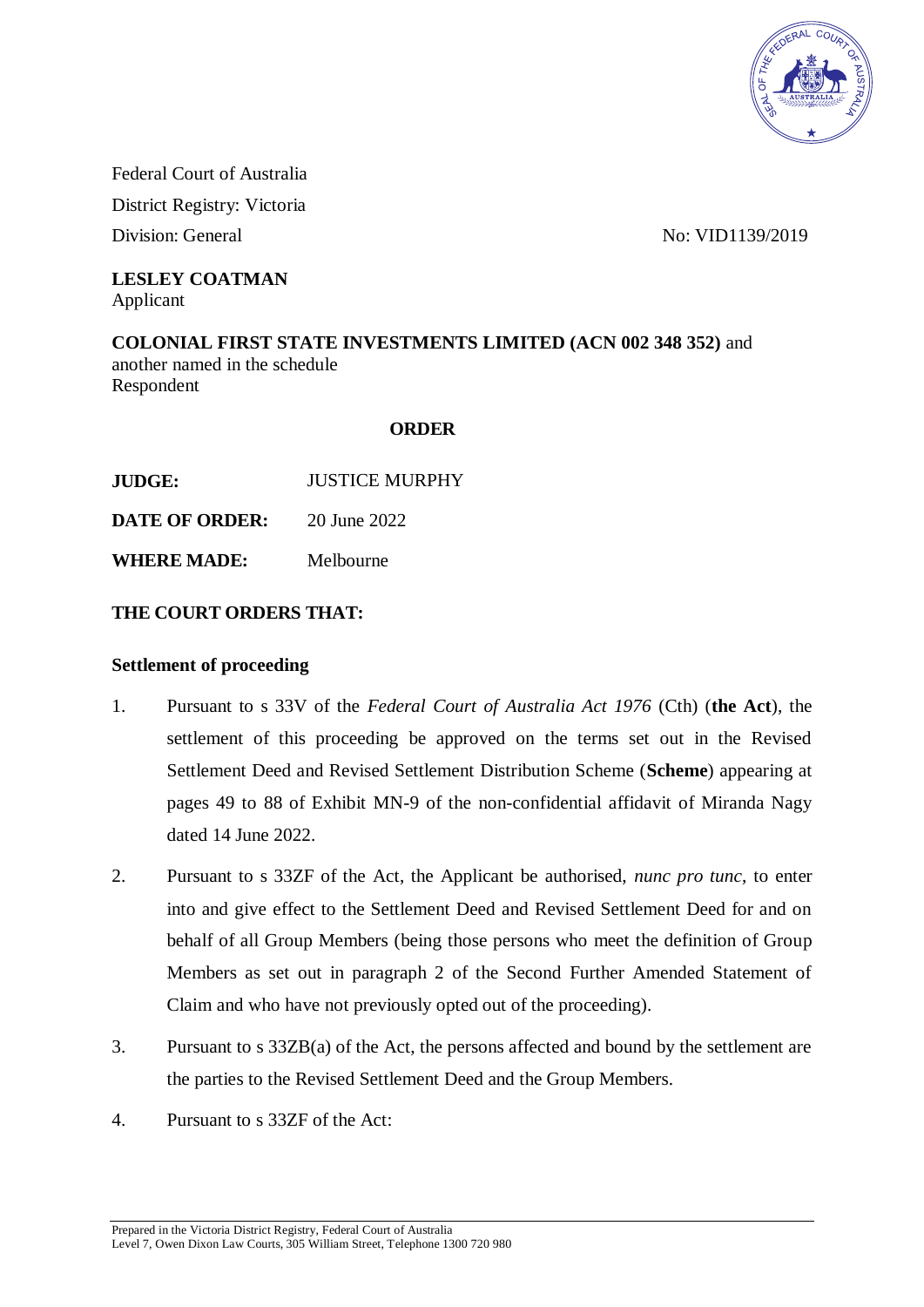Federal Court of Australia

District Registry: Victoria

Division: General

No: VID1139/2019

**LESLEY COATMAN**
Applicant

**COLONIAL FIRST STATE INVESTMENTS LIMITED (ACN 002 348 352)** and another named in the schedule
Respondent

**ORDER**

**JUDGE:** JUSTICE MURPHY

**DATE OF ORDER:** 20 June 2022

**WHERE MADE:** Melbourne

**THE COURT ORDERS THAT:**

**Settlement of proceeding**

1. Pursuant to s 33V of the *Federal Court of Australia Act 1976* (Cth) (**the Act**), the settlement of this proceeding be approved on the terms set out in the Revised Settlement Deed and Revised Settlement Distribution Scheme (**Scheme**) appearing at pages 49 to 88 of Exhibit MN-9 of the non-confidential affidavit of Miranda Nagy dated 14 June 2022.

2. Pursuant to s 33ZF of the Act, the Applicant be authorised, *nunc pro tunc*, to enter into and give effect to the Settlement Deed and Revised Settlement Deed for and on behalf of all Group Members (being those persons who meet the definition of Group Members as set out in paragraph 2 of the Second Further Amended Statement of Claim and who have not previously opted out of the proceeding).

3. Pursuant to s 33ZB(a) of the Act, the persons affected and bound by the settlement are the parties to the Revised Settlement Deed and the Group Members.

4. Pursuant to s 33ZF of the Act: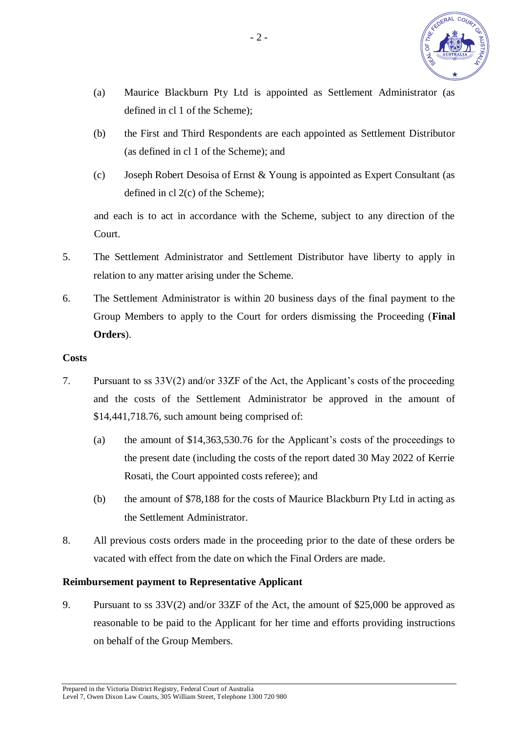(a) Maurice Blackburn Pty Ltd is appointed as Settlement Administrator (as defined in cl 1 of the Scheme);

(b) the First and Third Respondents are each appointed as Settlement Distributor (as defined in cl 1 of the Scheme); and

(c) Joseph Robert Desoisa of Ernst & Young is appointed as Expert Consultant (as defined in cl 2(c) of the Scheme);

and each is to act in accordance with the Scheme, subject to any direction of the Court.

5. The Settlement Administrator and Settlement Distributor have liberty to apply in relation to any matter arising under the Scheme.

6. The Settlement Administrator is within 20 business days of the final payment to the Group Members to apply to the Court for orders dismissing the Proceeding (**Final Orders**).

**Costs**

7. Pursuant to ss 33V(2) and/or 33ZF of the Act, the Applicant's costs of the proceeding and the costs of the Settlement Administrator be approved in the amount of $14,441,718.76, such amount being comprised of:

   (a) the amount of $14,363,530.76 for the Applicant's costs of the proceedings to the present date (including the costs of the report dated 30 May 2022 of Kerrie Rosati, the Court appointed costs referee); and

   (b) the amount of $78,188 for the costs of Maurice Blackburn Pty Ltd in acting as the Settlement Administrator.

8. All previous costs orders made in the proceeding prior to the date of these orders be vacated with effect from the date on which the Final Orders are made.

**Reimbursement payment to Representative Applicant**

9. Pursuant to ss 33V(2) and/or 33ZF of the Act, the amount of $25,000 be approved as reasonable to be paid to the Applicant for her time and efforts providing instructions on behalf of the Group Members.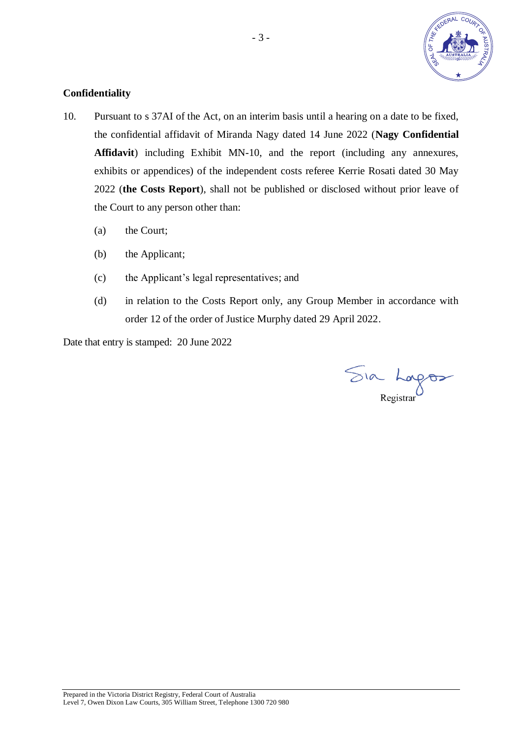## Confidentiality

10. Pursuant to s 37AI of the Act, on an interim basis until a hearing on a date to be fixed, the confidential affidavit of Miranda Nagy dated 14 June 2022 (**Nagy Confidential Affidavit**) including Exhibit MN-10, and the report (including any annexures, exhibits or appendices) of the independent costs referee Kerrie Rosati dated 30 May 2022 (**the Costs Report**), shall not be published or disclosed without prior leave of the Court to any person other than:

    (a) the Court;

    (b) the Applicant;

    (c) the Applicant's legal representatives; and

    (d) in relation to the Costs Report only, any Group Member in accordance with order 12 of the order of Justice Murphy dated 29 April 2022.

Date that entry is stamped: 20 June 2022

Registrar

Prepared in the Victoria District Registry, Federal Court of Australia
Level 7, Owen Dixon Law Courts, 305 William Street, Telephone 1300 720 980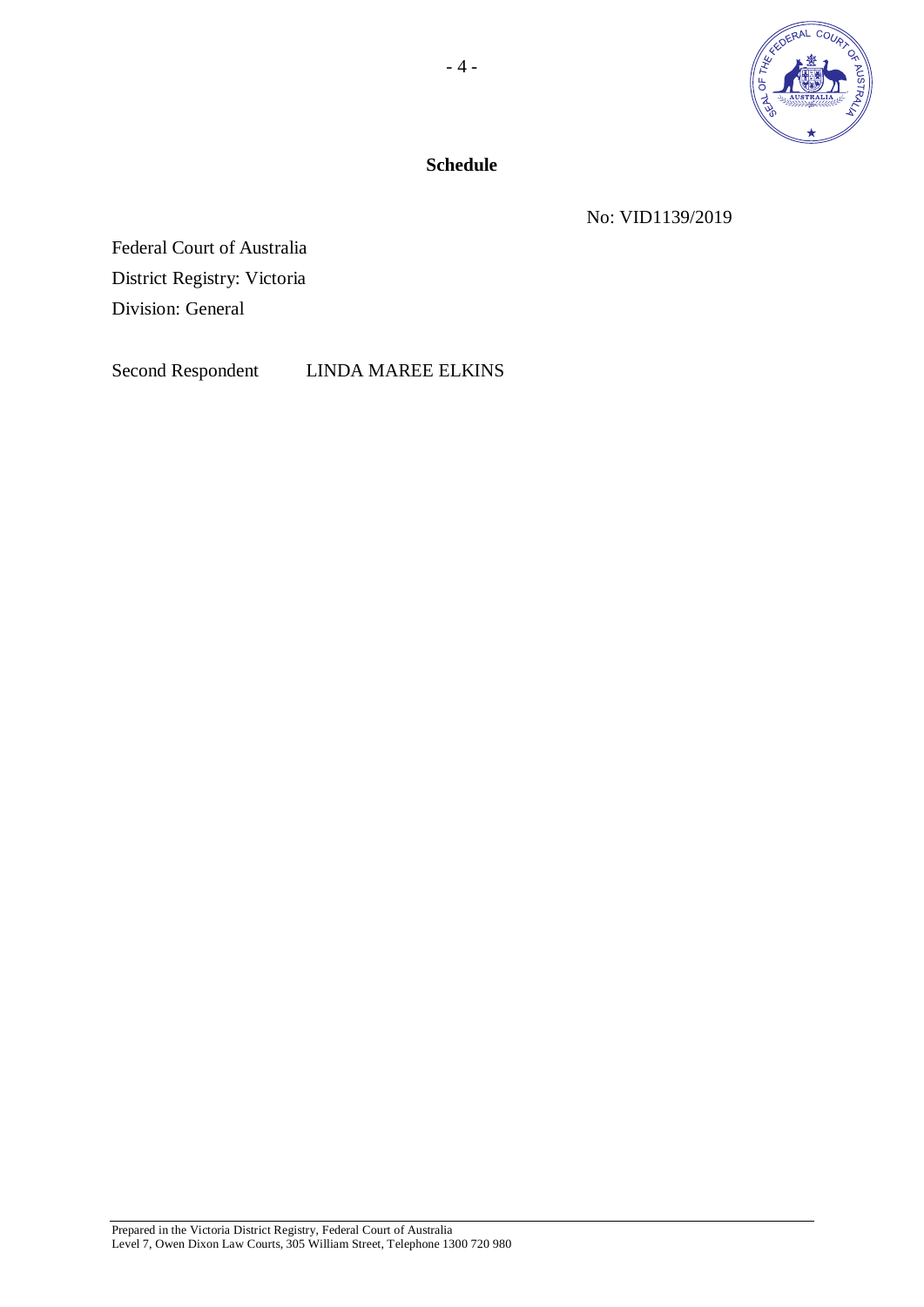**Schedule**

No: VID1139/2019

Federal Court of Australia
District Registry: Victoria
Division: General

Second Respondent LINDA MAREE ELKINS

Prepared in the Victoria District Registry, Federal Court of Australia
Level 7, Owen Dixon Law Courts, 305 William Street, Telephone 1300 720 980